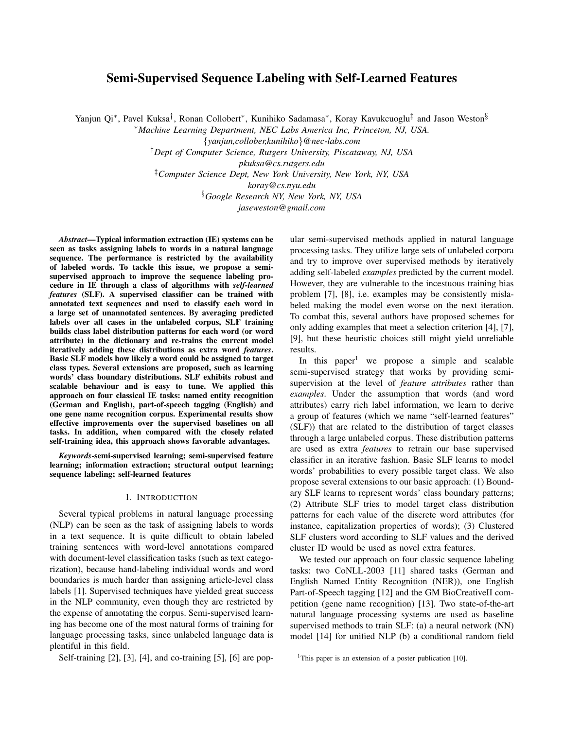# Semi-Supervised Sequence Labeling with Self-Learned Features

Yanjun Qi*, Pavel Kuksa†, Ronan Collobert*, Kunihiko Sadamasa*, Koray Kavukcuoglu‡ and Jason Weston§

*Machine Learning Department, NEC Labs America Inc, Princeton, NJ, USA.
{yanjun,collober,kunihiko}@nec-labs.com

†Dept of Computer Science, Rutgers University, Piscataway, NJ, USA
pkuksa@cs.rutgers.edu

‡Computer Science Dept, New York University, New York, NY, USA
koray@cs.nyu.edu

§Google Research NY, New York, NY, USA
jaseweston@gmail.com

***Abstract*—Typical information extraction (IE) systems can be seen as tasks assigning labels to words in a natural language sequence. The performance is restricted by the availability of labeled words. To tackle this issue, we propose a semi-supervised approach to improve the sequence labeling procedure in IE through a class of algorithms with *self-learned features* (SLF). A supervised classifier can be trained with annotated text sequences and used to classify each word in a large set of unannotated sentences. By averaging predicted labels over all cases in the unlabeled corpus, SLF training builds class label distribution patterns for each word (or word attribute) in the dictionary and re-trains the current model iteratively adding these distributions as extra word *features*. Basic SLF models how likely a word could be assigned to target class types. Several extensions are proposed, such as learning words' class boundary distributions. SLF exhibits robust and scalable behaviour and is easy to tune. We applied this approach on four classical IE tasks: named entity recognition (German and English), part-of-speech tagging (English) and one gene name recognition corpus. Experimental results show effective improvements over the supervised baselines on all tasks. In addition, when compared with the closely related self-training idea, this approach shows favorable advantages.**

***Keywords*-semi-supervised learning; semi-supervised feature learning; information extraction; structural output learning; sequence labeling; self-learned features**

## I. Introduction

Several typical problems in natural language processing (NLP) can be seen as the task of assigning labels to words in a text sequence. It is quite difficult to obtain labeled training sentences with word-level annotations compared with document-level classification tasks (such as text categorization), because hand-labeling individual words and word boundaries is much harder than assigning article-level class labels [1]. Supervised techniques have yielded great success in the NLP community, even though they are restricted by the expense of annotating the corpus. Semi-supervised learning has become one of the most natural forms of training for language processing tasks, since unlabeled language data is plentiful in this field.

Self-training [2], [3], [4], and co-training [5], [6] are popular semi-supervised methods applied in natural language processing tasks. They utilize large sets of unlabeled corpora and try to improve over supervised methods by iteratively adding self-labeled *examples* predicted by the current model. However, they are vulnerable to the incestuous training bias problem [7], [8], i.e. examples may be consistently mislabeled making the model even worse on the next iteration. To combat this, several authors have proposed schemes for only adding examples that meet a selection criterion [4], [7], [9], but these heuristic choices still might yield unreliable results.

In this paper[1] we propose a simple and scalable semi-supervised strategy that works by providing semi-supervision at the level of *feature attributes* rather than *examples*. Under the assumption that words (and word attributes) carry rich label information, we learn to derive a group of features (which we name "self-learned features" (SLF)) that are related to the distribution of target classes through a large unlabeled corpus. These distribution patterns are used as extra *features* to retrain our base supervised classifier in an iterative fashion. Basic SLF learns to model words' probabilities to every possible target class. We also propose several extensions to our basic approach: (1) Boundary SLF learns to represent words' class boundary patterns; (2) Attribute SLF tries to model target class distribution patterns for each value of the discrete word attributes (for instance, capitalization properties of words); (3) Clustered SLF clusters word according to SLF values and the derived cluster ID would be used as novel extra features.

We tested our approach on four classic sequence labeling tasks: two CoNLL-2003 [11] shared tasks (German and English Named Entity Recognition (NER)), one English Part-of-Speech tagging [12] and the GM BioCreativeII competition (gene name recognition) [13]. Two state-of-the-art natural language processing systems are used as baseline supervised methods to train SLF: (a) a neural network (NN) model [14] for unified NLP (b) a conditional random field

[1]This paper is an extension of a poster publication [10].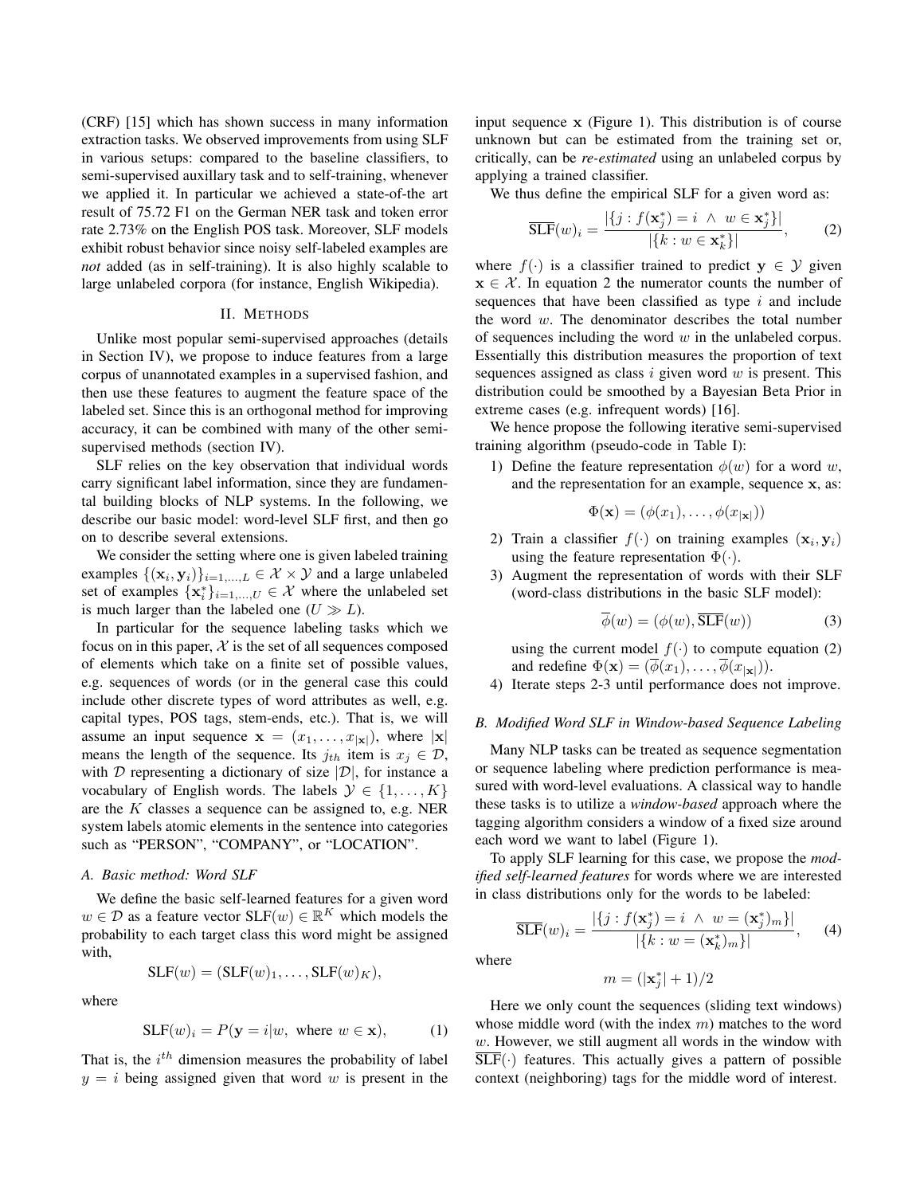(CRF) [15] which has shown success in many information extraction tasks. We observed improvements from using SLF in various setups: compared to the baseline classifiers, to semi-supervised auxillary task and to self-training, whenever we applied it. In particular we achieved a state-of-the art result of 75.72 F1 on the German NER task and token error rate 2.73% on the English POS task. Moreover, SLF models exhibit robust behavior since noisy self-labeled examples are *not* added (as in self-training). It is also highly scalable to large unlabeled corpora (for instance, English Wikipedia).

## II. Methods

Unlike most popular semi-supervised approaches (details in Section IV), we propose to induce features from a large corpus of unannotated examples in a supervised fashion, and then use these features to augment the feature space of the labeled set. Since this is an orthogonal method for improving accuracy, it can be combined with many of the other semi-supervised methods (section IV).

SLF relies on the key observation that individual words carry significant label information, since they are fundamental building blocks of NLP systems. In the following, we describe our basic model: word-level SLF first, and then go on to describe several extensions.

We consider the setting where one is given labeled training examples $\{(\mathbf{x}_i, \mathbf{y}_i)\}_{i=1,\dots,L} \in \mathcal{X} \times \mathcal{Y}$ and a large unlabeled set of examples $\{\mathbf{x}^*_i\}_{i=1,\dots,U} \in \mathcal{X}$ where the unlabeled set is much larger than the labeled one ($U \gg L$).

In particular for the sequence labeling tasks which we focus on in this paper, $\mathcal{X}$ is the set of all sequences composed of elements which take on a finite set of possible values, e.g. sequences of words (or in the general case this could include other discrete types of word attributes as well, e.g. capital types, POS tags, stem-ends, etc.). That is, we will assume an input sequence $\mathbf{x} = (x_1, \dots, x_{|\mathbf{x}|})$, where $|\mathbf{x}|$ means the length of the sequence. Its $j_{th}$ item is $x_j \in \mathcal{D}$, with $\mathcal{D}$ representing a dictionary of size $|\mathcal{D}|$, for instance a vocabulary of English words. The labels $\mathcal{Y} \in \{1, \dots, K\}$ are the $K$ classes a sequence can be assigned to, e.g. NER system labels atomic elements in the sentence into categories such as "PERSON", "COMPANY", or "LOCATION".

### A. Basic method: Word SLF

We define the basic self-learned features for a given word $w \in \mathcal{D}$ as a feature vector $\text{SLF}(w) \in \mathbb{R}^K$ which models the probability to each target class this word might be assigned with,

$$\text{SLF}(w) = (\text{SLF}(w)_1, \dots, \text{SLF}(w)_K),$$

where

$$\text{SLF}(w)_i = P(\mathbf{y} = i | w, \text{ where } w \in \mathbf{x}), \tag{1}$$

That is, the $i^{th}$ dimension measures the probability of label $y = i$ being assigned given that word $w$ is present in the input sequence $\mathbf{x}$ (Figure 1). This distribution is of course unknown but can be estimated from the training set or, critically, can be *re-estimated* using an unlabeled corpus by applying a trained classifier.

We thus define the empirical SLF for a given word as:

$$\overline{\text{SLF}}(w)_i = \frac{|\{j : f(\mathbf{x}^*_j) = i \ \wedge \ w \in \mathbf{x}^*_j\}|}{|\{k : w \in \mathbf{x}^*_k\}|}, \tag{2}$$

where $f(\cdot)$ is a classifier trained to predict $\mathbf{y} \in \mathcal{Y}$ given $\mathbf{x} \in \mathcal{X}$. In equation 2 the numerator counts the number of sequences that have been classified as type $i$ and include the word $w$. The denominator describes the total number of sequences including the word $w$ in the unlabeled corpus. Essentially this distribution measures the proportion of text sequences assigned as class $i$ given word $w$ is present. This distribution could be smoothed by a Bayesian Beta Prior in extreme cases (e.g. infrequent words) [16].

We hence propose the following iterative semi-supervised training algorithm (pseudo-code in Table I):

1) Define the feature representation $\phi(w)$ for a word $w$, and the representation for an example, sequence $\mathbf{x}$, as:

$$\Phi(\mathbf{x}) = (\phi(x_1), \dots, \phi(x_{|\mathbf{x}|}))$$

2) Train a classifier $f(\cdot)$ on training examples $(\mathbf{x}_i, \mathbf{y}_i)$ using the feature representation $\Phi(\cdot)$.
3) Augment the representation of words with their SLF (word-class distributions in the basic SLF model):

$$\overline{\phi}(w) = (\phi(w), \overline{\text{SLF}}(w)) \tag{3}$$

using the current model $f(\cdot)$ to compute equation (2) and redefine $\Phi(\mathbf{x}) = (\overline{\phi}(x_1), \dots, \overline{\phi}(x_{|\mathbf{x}|}))$.
4) Iterate steps 2-3 until performance does not improve.

### B. Modified Word SLF in Window-based Sequence Labeling

Many NLP tasks can be treated as sequence segmentation or sequence labeling where prediction performance is measured with word-level evaluations. A classical way to handle these tasks is to utilize a *window-based* approach where the tagging algorithm considers a window of a fixed size around each word we want to label (Figure 1).

To apply SLF learning for this case, we propose the *modified self-learned features* for words where we are interested in class distributions only for the words to be labeled:

$$\overline{\text{SLF}}(w)_i = \frac{|\{j : f(\mathbf{x}^*_j) = i \ \wedge \ w = (\mathbf{x}^*_j)_m\}|}{|\{k : w = (\mathbf{x}^*_k)_m\}|}, \tag{4}$$

where

$$m = (|\mathbf{x}^*_j| + 1)/2$$

Here we only count the sequences (sliding text windows) whose middle word (with the index $m$) matches to the word $w$. However, we still augment all words in the window with $\overline{\text{SLF}}(\cdot)$ features. This actually gives a pattern of possible context (neighboring) tags for the middle word of interest.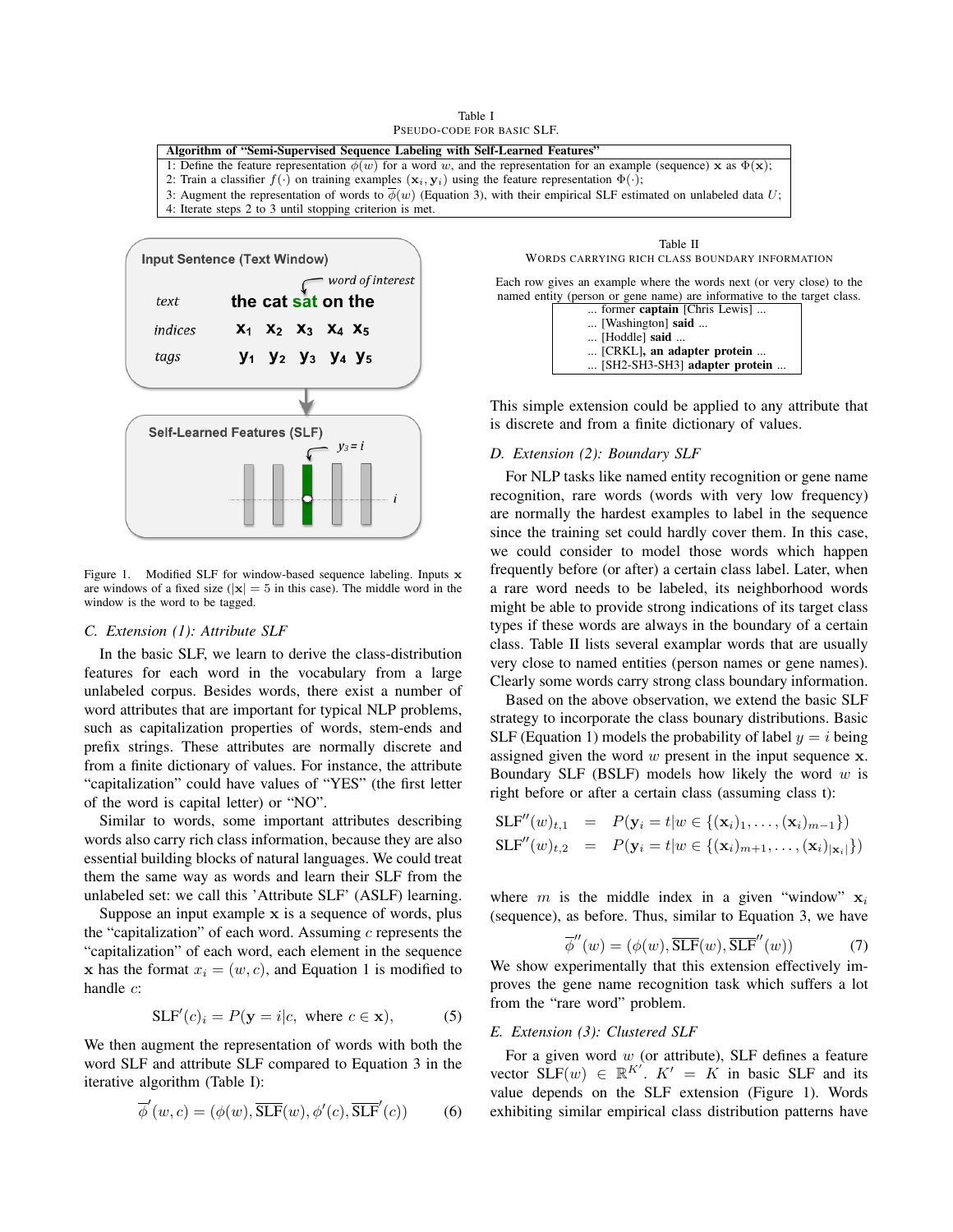Table I
PSEUDO-CODE FOR BASIC SLF.

| Algorithm of "Semi-Supervised Sequence Labeling with Self-Learned Features" |
|---|
| 1: Define the feature representation $\phi(w)$ for a word $w$, and the representation for an example (sequence) $\mathbf{x}$ as $\Phi(\mathbf{x})$; |
| 2: Train a classifier $f(\cdot)$ on training examples $(\mathbf{x}_i, \mathbf{y}_i)$ using the feature representation $\Phi(\cdot)$; |
| 3: Augment the representation of words to $\overline{\phi}(w)$ (Equation 3), with their empirical SLF estimated on unlabeled data $U$; |
| 4: Iterate steps 2 to 3 until stopping criterion is met. |

Figure 1. Modified SLF for window-based sequence labeling. Inputs $\mathbf{x}$ are windows of a fixed size ($|\mathbf{x}| = 5$ in this case). The middle word in the window is the word to be tagged.

### C. Extension (1): Attribute SLF

In the basic SLF, we learn to derive the class-distribution features for each word in the vocabulary from a large unlabeled corpus. Besides words, there exist a number of word attributes that are important for typical NLP problems, such as capitalization properties of words, stem-ends and prefix strings. These attributes are normally discrete and from a finite dictionary of values. For instance, the attribute "capitalization" could have values of "YES" (the first letter of the word is capital letter) or "NO".

Similar to words, some important attributes describing words also carry rich class information, because they are also essential building blocks of natural languages. We could treat them the same way as words and learn their SLF from the unlabeled set: we call this 'Attribute SLF' (ASLF) learning.

Suppose an input example $\mathbf{x}$ is a sequence of words, plus the "capitalization" of each word. Assuming $c$ represents the "capitalization" of each word, each element in the sequence $\mathbf{x}$ has the format $x_i = (w, c)$, and Equation 1 is modified to handle $c$:

$$\text{SLF}'(c)_i = P(\mathbf{y} = i | c, \text{ where } c \in \mathbf{x}), \tag{5}$$

We then augment the representation of words with both the word SLF and attribute SLF compared to Equation 3 in the iterative algorithm (Table I):

$$\overline{\phi}'(w, c) = (\phi(w), \overline{\text{SLF}}(w), \phi'(c), \overline{\text{SLF}}'(c)) \tag{6}$$

Table II
WORDS CARRYING RICH CLASS BOUNDARY INFORMATION

Each row gives an example where the words next (or very close) to the named entity (person or gene name) are informative to the target class.

| |
|---|
| ... former **captain** [Chris Lewis] ... |
| ... [Washington] **said** ... |
| ... [Hoddle] **said** ... |
| ... [CRKL]**, an adapter protein** ... |
| ... [SH2-SH3-SH3] **adapter protein** ... |

This simple extension could be applied to any attribute that is discrete and from a finite dictionary of values.

### D. Extension (2): Boundary SLF

For NLP tasks like named entity recognition or gene name recognition, rare words (words with very low frequency) are normally the hardest examples to label in the sequence since the training set could hardly cover them. In this case, we could consider to model those words which happen frequently before (or after) a certain class label. Later, when a rare word needs to be labeled, its neighborhood words might be able to provide strong indications of its target class types if these words are always in the boundary of a certain class. Table II lists several examplar words that are usually very close to named entities (person names or gene names). Clearly some words carry strong class boundary information.

Based on the above observation, we extend the basic SLF strategy to incorporate the class bounary distributions. Basic SLF (Equation 1) models the probability of label $y = i$ being assigned given the word $w$ present in the input sequence $\mathbf{x}$. Boundary SLF (BSLF) models how likely the word $w$ is right before or after a certain class (assuming class t):

$$\begin{aligned}
\text{SLF}''(w)_{t,1} &= P(\mathbf{y}_i = t | w \in \{(\mathbf{x}_i)_1, \ldots, (\mathbf{x}_i)_{m-1}\}) \\
\text{SLF}''(w)_{t,2} &= P(\mathbf{y}_i = t | w \in \{(\mathbf{x}_i)_{m+1}, \ldots, (\mathbf{x}_i)_{|\mathbf{x}_i|}\})
\end{aligned}$$

where $m$ is the middle index in a given "window" $\mathbf{x}_i$ (sequence), as before. Thus, similar to Equation 3, we have

$$\overline{\phi}''(w) = (\phi(w), \overline{\text{SLF}}(w), \overline{\text{SLF}}''(w)) \tag{7}$$

We show experimentally that this extension effectively improves the gene name recognition task which suffers a lot from the "rare word" problem.

### E. Extension (3): Clustered SLF

For a given word $w$ (or attribute), SLF defines a feature vector $\text{SLF}(w) \in \mathbb{R}^{K'}$. $K' = K$ in basic SLF and its value depends on the SLF extension (Figure 1). Words exhibiting similar empirical class distribution patterns have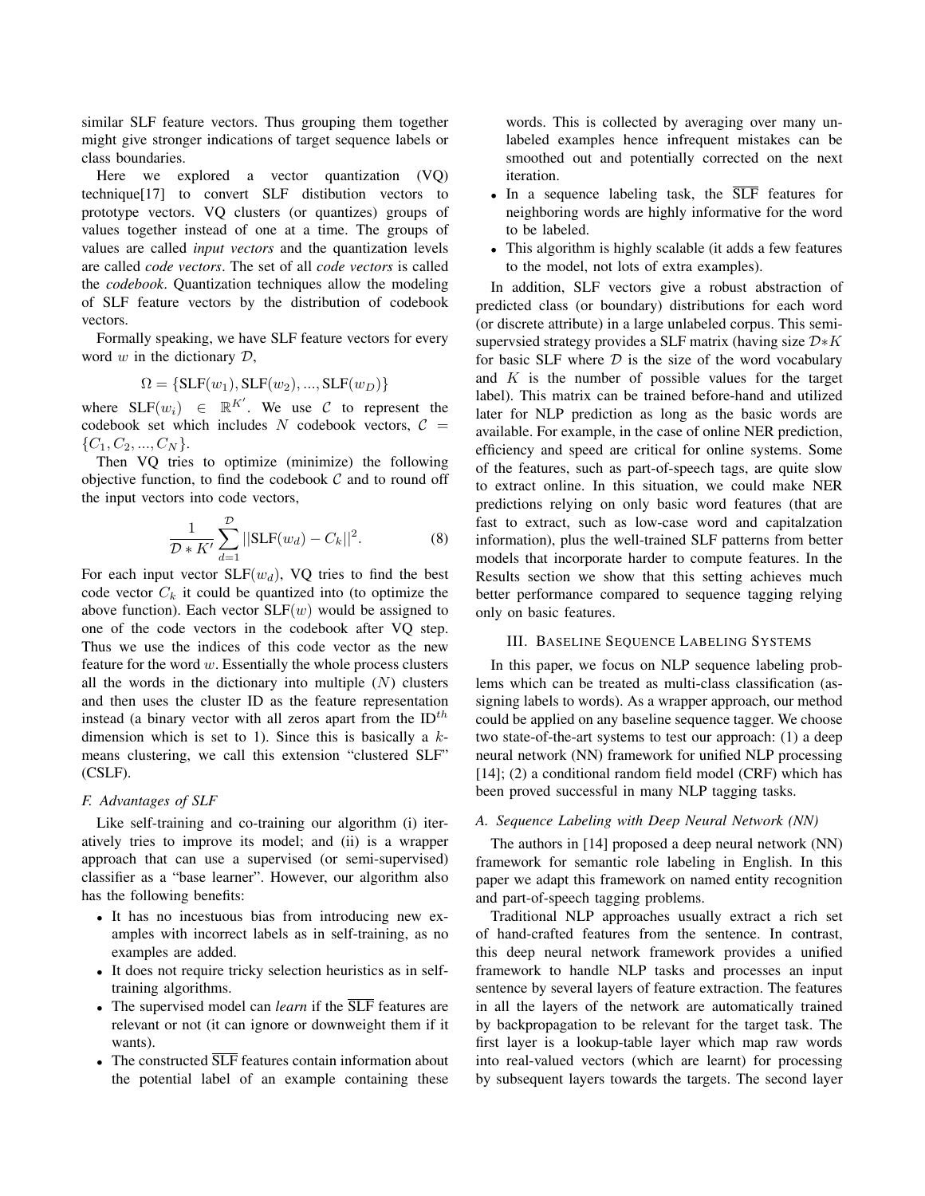similar SLF feature vectors. Thus grouping them together might give stronger indications of target sequence labels or class boundaries.

Here we explored a vector quantization (VQ) technique[17] to convert SLF distibution vectors to prototype vectors. VQ clusters (or quantizes) groups of values together instead of one at a time. The groups of values are called *input vectors* and the quantization levels are called *code vectors*. The set of all *code vectors* is called the *codebook*. Quantization techniques allow the modeling of SLF feature vectors by the distribution of codebook vectors.

Formally speaking, we have SLF feature vectors for every word $w$ in the dictionary $\mathcal{D}$,

$$\Omega = \{\text{SLF}(w_1), \text{SLF}(w_2), ..., \text{SLF}(w_D)\}$$

where $\text{SLF}(w_i) \in \mathbb{R}^{K'}$. We use $\mathcal{C}$ to represent the codebook set which includes $N$ codebook vectors, $\mathcal{C} = \{C_1, C_2, ..., C_N\}$.

Then VQ tries to optimize (minimize) the following objective function, to find the codebook $\mathcal{C}$ and to round off the input vectors into code vectors,

$$\frac{1}{\mathcal{D} * K'} \sum_{d=1}^{\mathcal{D}} ||\text{SLF}(w_d) - C_k||^2. \tag{8}$$

For each input vector $\text{SLF}(w_d)$, VQ tries to find the best code vector $C_k$ it could be quantized into (to optimize the above function). Each vector $\text{SLF}(w)$ would be assigned to one of the code vectors in the codebook after VQ step. Thus we use the indices of this code vector as the new feature for the word $w$. Essentially the whole process clusters all the words in the dictionary into multiple ($N$) clusters and then uses the cluster ID as the feature representation instead (a binary vector with all zeros apart from the $\text{ID}^{th}$ dimension which is set to 1). Since this is basically a $k$-means clustering, we call this extension "clustered SLF" (CSLF).

### F. Advantages of SLF

Like self-training and co-training our algorithm (i) iteratively tries to improve its model; and (ii) is a wrapper approach that can use a supervised (or semi-supervised) classifier as a "base learner". However, our algorithm also has the following benefits:

- It has no incestuous bias from introducing new examples with incorrect labels as in self-training, as no examples are added.
- It does not require tricky selection heuristics as in self-training algorithms.
- The supervised model can *learn* if the $\overline{\text{SLF}}$ features are relevant or not (it can ignore or downweight them if it wants).
- The constructed $\overline{\text{SLF}}$ features contain information about the potential label of an example containing these words. This is collected by averaging over many unlabeled examples hence infrequent mistakes can be smoothed out and potentially corrected on the next iteration.
- In a sequence labeling task, the $\overline{\text{SLF}}$ features for neighboring words are highly informative for the word to be labeled.
- This algorithm is highly scalable (it adds a few features to the model, not lots of extra examples).

In addition, SLF vectors give a robust abstraction of predicted class (or boundary) distributions for each word (or discrete attribute) in a large unlabeled corpus. This semi-supervsied strategy provides a SLF matrix (having size $\mathcal{D}*K$ for basic SLF where $\mathcal{D}$ is the size of the word vocabulary and $K$ is the number of possible values for the target label). This matrix can be trained before-hand and utilized later for NLP prediction as long as the basic words are available. For example, in the case of online NER prediction, efficiency and speed are critical for online systems. Some of the features, such as part-of-speech tags, are quite slow to extract online. In this situation, we could make NER predictions relying on only basic word features (that are fast to extract, such as low-case word and capitalzation information), plus the well-trained SLF patterns from better models that incorporate harder to compute features. In the Results section we show that this setting achieves much better performance compared to sequence tagging relying only on basic features.

## III. Baseline Sequence Labeling Systems

In this paper, we focus on NLP sequence labeling problems which can be treated as multi-class classification (assigning labels to words). As a wrapper approach, our method could be applied on any baseline sequence tagger. We choose two state-of-the-art systems to test our approach: (1) a deep neural network (NN) framework for unified NLP processing [14]; (2) a conditional random field model (CRF) which has been proved successful in many NLP tagging tasks.

### A. Sequence Labeling with Deep Neural Network (NN)

The authors in [14] proposed a deep neural network (NN) framework for semantic role labeling in English. In this paper we adapt this framework on named entity recognition and part-of-speech tagging problems.

Traditional NLP approaches usually extract a rich set of hand-crafted features from the sentence. In contrast, this deep neural network framework provides a unified framework to handle NLP tasks and processes an input sentence by several layers of feature extraction. The features in all the layers of the network are automatically trained by backpropagation to be relevant for the target task. The first layer is a lookup-table layer which map raw words into real-valued vectors (which are learnt) for processing by subsequent layers towards the targets. The second layer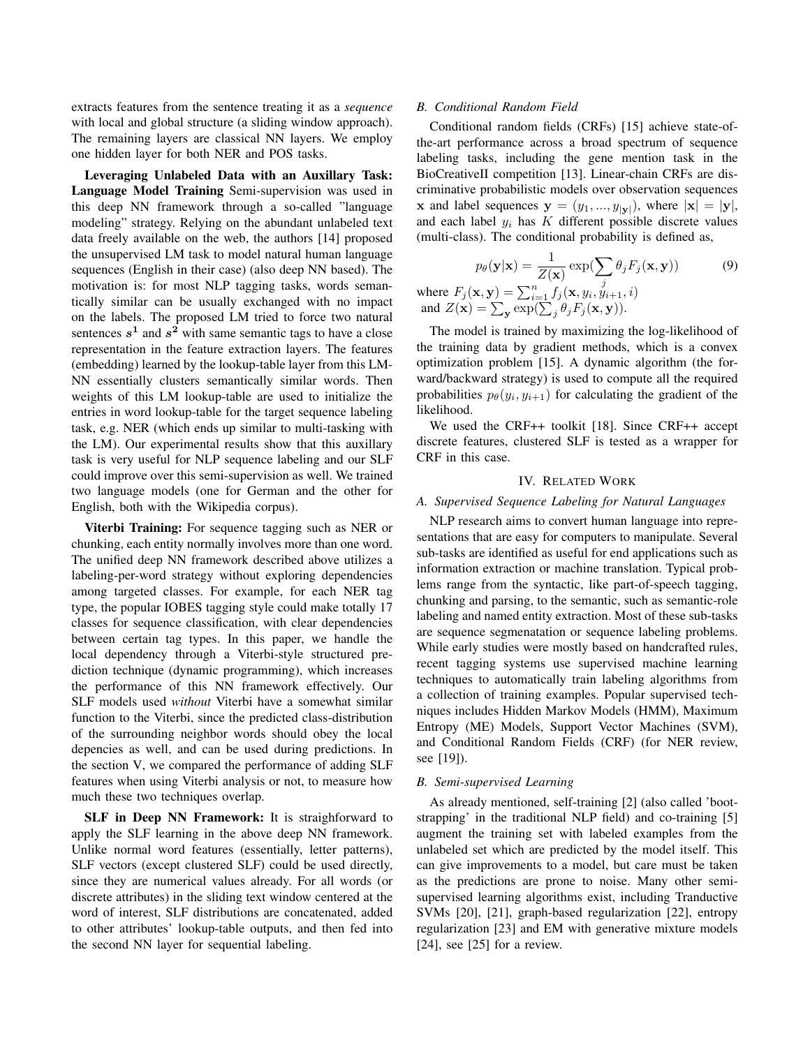extracts features from the sentence treating it as a *sequence* with local and global structure (a sliding window approach). The remaining layers are classical NN layers. We employ one hidden layer for both NER and POS tasks.

**Leveraging Unlabeled Data with an Auxillary Task: Language Model Training** Semi-supervision was used in this deep NN framework through a so-called "language modeling" strategy. Relying on the abundant unlabeled text data freely available on the web, the authors [14] proposed the unsupervised LM task to model natural human language sequences (English in their case) (also deep NN based). The motivation is: for most NLP tagging tasks, words semantically similar can be usually exchanged with no impact on the labels. The proposed LM tried to force two natural sentences $s^1$ and $s^2$ with same semantic tags to have a close representation in the feature extraction layers. The features (embedding) learned by the lookup-table layer from this LM-NN essentially clusters semantically similar words. Then weights of this LM lookup-table are used to initialize the entries in word lookup-table for the target sequence labeling task, e.g. NER (which ends up similar to multi-tasking with the LM). Our experimental results show that this auxillary task is very useful for NLP sequence labeling and our SLF could improve over this semi-supervision as well. We trained two language models (one for German and the other for English, both with the Wikipedia corpus).

**Viterbi Training:** For sequence tagging such as NER or chunking, each entity normally involves more than one word. The unified deep NN framework described above utilizes a labeling-per-word strategy without exploring dependencies among targeted classes. For example, for each NER tag type, the popular IOBES tagging style could make totally 17 classes for sequence classification, with clear dependencies between certain tag types. In this paper, we handle the local dependency through a Viterbi-style structured prediction technique (dynamic programming), which increases the performance of this NN framework effectively. Our SLF models used *without* Viterbi have a somewhat similar function to the Viterbi, since the predicted class-distribution of the surrounding neighbor words should obey the local depencies as well, and can be used during predictions. In the section V, we compared the performance of adding SLF features when using Viterbi analysis or not, to measure how much these two techniques overlap.

**SLF in Deep NN Framework:** It is straighforward to apply the SLF learning in the above deep NN framework. Unlike normal word features (essentially, letter patterns), SLF vectors (except clustered SLF) could be used directly, since they are numerical values already. For all words (or discrete attributes) in the sliding text window centered at the word of interest, SLF distributions are concatenated, added to other attributes' lookup-table outputs, and then fed into the second NN layer for sequential labeling.

### B. Conditional Random Field

Conditional random fields (CRFs) [15] achieve state-of-the-art performance across a broad spectrum of sequence labeling tasks, including the gene mention task in the BioCreativeII competition [13]. Linear-chain CRFs are discriminative probabilistic models over observation sequences $\mathbf{x}$ and label sequences $\mathbf{y} = (y_1, ..., y_{|\mathbf{y}|})$, where $|\mathbf{x}| = |\mathbf{y}|$, and each label $y_i$ has $K$ different possible discrete values (multi-class). The conditional probability is defined as,

$$p_\theta(\mathbf{y}|\mathbf{x}) = \frac{1}{Z(\mathbf{x})} \exp(\sum_j \theta_j F_j(\mathbf{x}, \mathbf{y})) \quad (9)$$

where $F_j(\mathbf{x}, \mathbf{y}) = \sum_{i=1}^{n} f_j(\mathbf{x}, y_i, y_{i+1}, i)$
and $Z(\mathbf{x}) = \sum_{\mathbf{y}} \exp(\sum_j \theta_j F_j(\mathbf{x}, \mathbf{y}))$.

The model is trained by maximizing the log-likelihood of the training data by gradient methods, which is a convex optimization problem [15]. A dynamic algorithm (the forward/backward strategy) is used to compute all the required probabilities $p_\theta(y_i, y_{i+1})$ for calculating the gradient of the likelihood.

We used the CRF++ toolkit [18]. Since CRF++ accept discrete features, clustered SLF is tested as a wrapper for CRF in this case.

## IV. Related Work

### A. Supervised Sequence Labeling for Natural Languages

NLP research aims to convert human language into representations that are easy for computers to manipulate. Several sub-tasks are identified as useful for end applications such as information extraction or machine translation. Typical problems range from the syntactic, like part-of-speech tagging, chunking and parsing, to the semantic, such as semantic-role labeling and named entity extraction. Most of these sub-tasks are sequence segmenatation or sequence labeling problems. While early studies were mostly based on handcrafted rules, recent tagging systems use supervised machine learning techniques to automatically train labeling algorithms from a collection of training examples. Popular supervised techniques includes Hidden Markov Models (HMM), Maximum Entropy (ME) Models, Support Vector Machines (SVM), and Conditional Random Fields (CRF) (for NER review, see [19]).

### B. Semi-supervised Learning

As already mentioned, self-training [2] (also called 'bootstrapping' in the traditional NLP field) and co-training [5] augment the training set with labeled examples from the unlabeled set which are predicted by the model itself. This can give improvements to a model, but care must be taken as the predictions are prone to noise. Many other semi-supervised learning algorithms exist, including Tranductive SVMs [20], [21], graph-based regularization [22], entropy regularization [23] and EM with generative mixture models [24], see [25] for a review.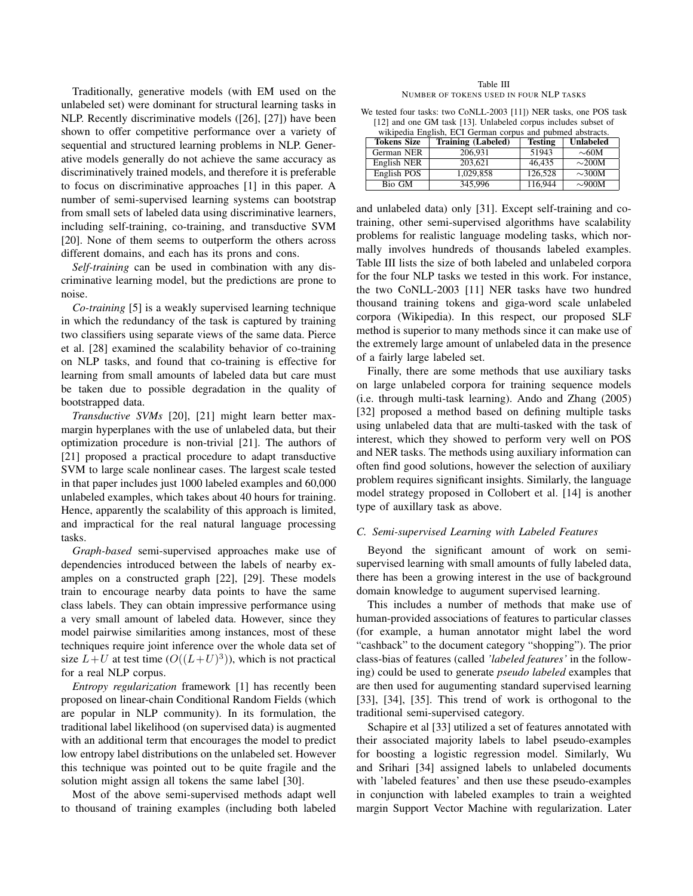Traditionally, generative models (with EM used on the unlabeled set) were dominant for structural learning tasks in NLP. Recently discriminative models ([26], [27]) have been shown to offer competitive performance over a variety of sequential and structured learning problems in NLP. Generative models generally do not achieve the same accuracy as discriminatively trained models, and therefore it is preferable to focus on discriminative approaches [1] in this paper. A number of semi-supervised learning systems can bootstrap from small sets of labeled data using discriminative learners, including self-training, co-training, and transductive SVM [20]. None of them seems to outperform the others across different domains, and each has its prons and cons.

*Self-training* can be used in combination with any discriminative learning model, but the predictions are prone to noise.

*Co-training* [5] is a weakly supervised learning technique in which the redundancy of the task is captured by training two classifiers using separate views of the same data. Pierce et al. [28] examined the scalability behavior of co-training on NLP tasks, and found that co-training is effective for learning from small amounts of labeled data but care must be taken due to possible degradation in the quality of bootstrapped data.

*Transductive SVMs* [20], [21] might learn better max-margin hyperplanes with the use of unlabeled data, but their optimization procedure is non-trivial [21]. The authors of [21] proposed a practical procedure to adapt transductive SVM to large scale nonlinear cases. The largest scale tested in that paper includes just 1000 labeled examples and 60,000 unlabeled examples, which takes about 40 hours for training. Hence, apparently the scalability of this approach is limited, and impractical for the real natural language processing tasks.

*Graph-based* semi-supervised approaches make use of dependencies introduced between the labels of nearby examples on a constructed graph [22], [29]. These models train to encourage nearby data points to have the same class labels. They can obtain impressive performance using a very small amount of labeled data. However, since they model pairwise similarities among instances, most of these techniques require joint inference over the whole data set of size $L+U$ at test time ($O((L+U)^3)$), which is not practical for a real NLP corpus.

*Entropy regularization* framework [1] has recently been proposed on linear-chain Conditional Random Fields (which are popular in NLP community). In its formulation, the traditional label likelihood (on supervised data) is augmented with an additional term that encourages the model to predict low entropy label distributions on the unlabeled set. However this technique was pointed out to be quite fragile and the solution might assign all tokens the same label [30].

Most of the above semi-supervised methods adapt well to thousand of training examples (including both labeled and unlabeled data) only [31]. Except self-training and co-training, other semi-supervised algorithms have scalability problems for realistic language modeling tasks, which normally involves hundreds of thousands labeled examples. Table III lists the size of both labeled and unlabeled corpora for the four NLP tasks we tested in this work. For instance, the two CoNLL-2003 [11] NER tasks have two hundred thousand training tokens and giga-word scale unlabeled corpora (Wikipedia). In this respect, our proposed SLF method is superior to many methods since it can make use of the extremely large amount of unlabeled data in the presence of a fairly large labeled set.

Table III
NUMBER OF TOKENS USED IN FOUR NLP TASKS

We tested four tasks: two CoNLL-2003 [11]) NER tasks, one POS task [12] and one GM task [13]. Unlabeled corpus includes subset of wikipedia English, ECI German corpus and pubmed abstracts.

| Tokens Size | Training (Labeled) | Testing | Unlabeled |
|---|---|---|---|
| German NER | 206,931 | 51943 | ∼60M |
| English NER | 203,621 | 46,435 | ∼200M |
| English POS | 1,029,858 | 126,528 | ∼300M |
| Bio GM | 345,996 | 116,944 | ∼900M |

Finally, there are some methods that use auxiliary tasks on large unlabeled corpora for training sequence models (i.e. through multi-task learning). Ando and Zhang (2005) [32] proposed a method based on defining multiple tasks using unlabeled data that are multi-tasked with the task of interest, which they showed to perform very well on POS and NER tasks. The methods using auxiliary information can often find good solutions, however the selection of auxiliary problem requires significant insights. Similarly, the language model strategy proposed in Collobert et al. [14] is another type of auxillary task as above.

### C. Semi-supervised Learning with Labeled Features

Beyond the significant amount of work on semi-supervised learning with small amounts of fully labeled data, there has been a growing interest in the use of background domain knowledge to augument supervised learning.

This includes a number of methods that make use of human-provided associations of features to particular classes (for example, a human annotator might label the word "cashback" to the document category "shopping"). The prior class-bias of features (called *'labeled features'* in the following) could be used to generate *pseudo labeled* examples that are then used for augmenting standard supervised learning [33], [34], [35]. This trend of work is orthogonal to the traditional semi-supervised category.

Schapire et al [33] utilized a set of features annotated with their associated majority labels to label pseudo-examples for boosting a logistic regression model. Similarly, Wu and Srihari [34] assigned labels to unlabeled documents with 'labeled features' and then use these pseudo-examples in conjunction with labeled examples to train a weighted margin Support Vector Machine with regularization. Later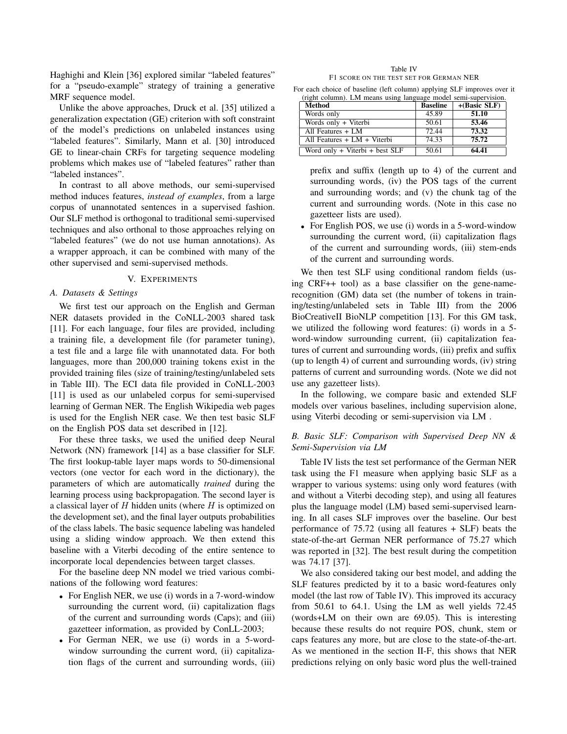Haghighi and Klein [36] explored similar "labeled features" for a "pseudo-example" strategy of training a generative MRF sequence model.

Unlike the above approaches, Druck et al. [35] utilized a generalization expectation (GE) criterion with soft constraint of the model's predictions on unlabeled instances using "labeled features". Similarly, Mann et al. [30] introduced GE to linear-chain CRFs for targeting sequence modeling problems which makes use of "labeled features" rather than "labeled instances".

In contrast to all above methods, our semi-supervised method induces features, *instead of examples*, from a large corpus of unannotated sentences in a supervised fashion. Our SLF method is orthogonal to traditional semi-supervised techniques and also orthonal to those approaches relying on "labeled features" (we do not use human annotations). As a wrapper approach, it can be combined with many of the other supervised and semi-supervised methods.

## V. Experiments

### A. Datasets & Settings

We first test our approach on the English and German NER datasets provided in the CoNLL-2003 shared task [11]. For each language, four files are provided, including a training file, a development file (for parameter tuning), a test file and a large file with unannotated data. For both languages, more than 200,000 training tokens exist in the provided training files (size of training/testing/unlabeled sets in Table III). The ECI data file provided in CoNLL-2003 [11] is used as our unlabeled corpus for semi-supervised learning of German NER. The English Wikipedia web pages is used for the English NER case. We then test basic SLF on the English POS data set described in [12].

For these three tasks, we used the unified deep Neural Network (NN) framework [14] as a base classifier for SLF. The first lookup-table layer maps words to 50-dimensional vectors (one vector for each word in the dictionary), the parameters of which are automatically *trained* during the learning process using backpropagation. The second layer is a classical layer of $H$ hidden units (where $H$ is optimized on the development set), and the final layer outputs probabilities of the class labels. The basic sequence labeling was handeled using a sliding window approach. We then extend this baseline with a Viterbi decoding of the entire sentence to incorporate local dependencies between target classes.

For the baseline deep NN model we tried various combinations of the following word features:

- For English NER, we use (i) words in a 7-word-window surrounding the current word, (ii) capitalization flags of the current and surrounding words (Caps); and (iii) gazetteer information, as provided by ConLL-2003;
- For German NER, we use (i) words in a 5-word-window surrounding the current word, (ii) capitalization flags of the current and surrounding words, (iii) prefix and suffix (length up to 4) of the current and surrounding words, (iv) the POS tags of the current and surrounding words; and (v) the chunk tag of the current and surrounding words. (Note in this case no gazetteer lists are used).
- For English POS, we use (i) words in a 5-word-window surrounding the current word, (ii) capitalization flags of the current and surrounding words, (iii) stem-ends of the current and surrounding words.

Table IV

F1 score on the test set for German NER

For each choice of baseline (left column) applying SLF improves over it (right column). LM means using language model semi-supervision.

| Method | Baseline | +(Basic SLF) |
|---|---|---|
| Words only | 45.89 | **51.10** |
| Words only + Viterbi | 50.61 | **53.46** |
| All Features + LM | 72.44 | **73.32** |
| All Features + LM + Viterbi | 74.33 | **75.72** |
| Word only + Viterbi + best SLF | 50.61 | **64.41** |

We then test SLF using conditional random fields (using CRF++ tool) as a base classifier on the gene-name-recognition (GM) data set (the number of tokens in training/testing/unlabeled sets in Table III) from the 2006 BioCreativeII BioNLP competition [13]. For this GM task, we utilized the following word features: (i) words in a 5-word-window surrounding current, (ii) capitalization features of current and surrounding words, (iii) prefix and suffix (up to length 4) of current and surrounding words, (iv) string patterns of current and surrounding words. (Note we did not use any gazetteer lists).

In the following, we compare basic and extended SLF models over various baselines, including supervision alone, using Viterbi decoding or semi-supervision via LM .

### B. Basic SLF: Comparison with Supervised Deep NN & Semi-Supervision via LM

Table IV lists the test set performance of the German NER task using the F1 measure when applying basic SLF as a wrapper to various systems: using only word features (with and without a Viterbi decoding step), and using all features plus the language model (LM) based semi-supervised learning. In all cases SLF improves over the baseline. Our best performance of 75.72 (using all features + SLF) beats the state-of-the-art German NER performance of 75.27 which was reported in [32]. The best result during the competition was 74.17 [37].

We also considered taking our best model, and adding the SLF features predicted by it to a basic word-features only model (the last row of Table IV). This improved its accuracy from 50.61 to 64.1. Using the LM as well yields 72.45 (words+LM on their own are 69.05). This is interesting because these results do not require POS, chunk, stem or caps features any more, but are close to the state-of-the-art. As we mentioned in the section II-F, this shows that NER predictions relying on only basic word plus the well-trained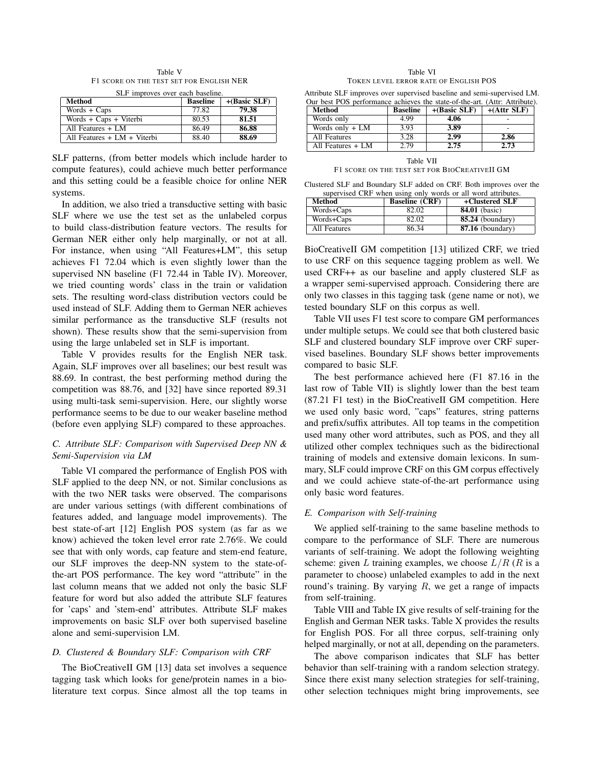Table V
F1 SCORE ON THE TEST SET FOR ENGLISH NER

SLF improves over each baseline.

| Method | Baseline | +(Basic SLF) |
|---|---|---|
| Words + Caps | 77.82 | **79.38** |
| Words + Caps + Viterbi | 80.53 | **81.51** |
| All Features + LM | 86.49 | **86.88** |
| All Features + LM + Viterbi | 88.40 | **88.69** |

SLF patterns, (from better models which include harder to compute features), could achieve much better performance and this setting could be a feasible choice for online NER systems.

In addition, we also tried a transductive setting with basic SLF where we use the test set as the unlabeled corpus to build class-distribution feature vectors. The results for German NER either only help marginally, or not at all. For instance, when using "All Features+LM", this setup achieves F1 72.04 which is even slightly lower than the supervised NN baseline (F1 72.44 in Table IV). Moreover, we tried counting words' class in the train or validation sets. The resulting word-class distribution vectors could be used instead of SLF. Adding them to German NER achieves similar performance as the transductive SLF (results not shown). These results show that the semi-supervision from using the large unlabeled set in SLF is important.

Table V provides results for the English NER task. Again, SLF improves over all baselines; our best result was 88.69. In contrast, the best performing method during the competition was 88.76, and [32] have since reported 89.31 using multi-task semi-supervision. Here, our slightly worse performance seems to be due to our weaker baseline method (before even applying SLF) compared to these approaches.

### C. Attribute SLF: Comparison with Supervised Deep NN & Semi-Supervision via LM

Table VI compared the performance of English POS with SLF applied to the deep NN, or not. Similar conclusions as with the two NER tasks were observed. The comparisons are under various settings (with different combinations of features added, and language model improvements). The best state-of-art [12] English POS system (as far as we know) achieved the token level error rate 2.76%. We could see that with only words, cap feature and stem-end feature, our SLF improves the deep-NN system to the state-of-the-art POS performance. The key word "attribute" in the last column means that we added not only the basic SLF feature for word but also added the attribute SLF features for 'caps' and 'stem-end' attributes. Attribute SLF makes improvements on basic SLF over both supervised baseline alone and semi-supervision LM.

### D. Clustered & Boundary SLF: Comparison with CRF

The BioCreativeII GM [13] data set involves a sequence tagging task which looks for gene/protein names in a bio-literature text corpus. Since almost all the top teams in BioCreativeII GM competition [13] utilized CRF, we tried to use CRF on this sequence tagging problem as well. We used CRF++ as our baseline and apply clustered SLF as a wrapper semi-supervised approach. Considering there are only two classes in this tagging task (gene name or not), we tested boundary SLF on this corpus as well.

Table VI
TOKEN LEVEL ERROR RATE OF ENGLISH POS

Attribute SLF improves over supervised baseline and semi-supervised LM. Our best POS performance achieves the state-of-the-art. (Attr: Attribute).

| Method | Baseline | +(Basic SLF) | +(Attr SLF) |
|---|---|---|---|
| Words only | 4.99 | **4.06** | - |
| Words only + LM | 3.93 | **3.89** | - |
| All Features | 3.28 | 2.99 | **2.86** |
| All Features + LM | 2.79 | 2.75 | **2.73** |

Table VII
F1 SCORE ON THE TEST SET FOR BIOCREATIVEII GM

Clustered SLF and Boundary SLF added on CRF. Both improves over the supervised CRF when using only words or all word attributes.

| Method | Baseline (CRF) | +Clustered SLF |
|---|---|---|
| Words+Caps | 82.02 | **84.01** (basic) |
| Words+Caps | 82.02 | **85.24** (boundary) |
| All Features | 86.34 | **87.16** (boundary) |

Table VII uses F1 test score to compare GM performances under multiple setups. We could see that both clustered basic SLF and clustered boundary SLF improve over CRF supervised baselines. Boundary SLF shows better improvements compared to basic SLF.

The best performance achieved here (F1 87.16 in the last row of Table VII) is slightly lower than the best team (87.21 F1 test) in the BioCreativeII GM competition. Here we used only basic word, "caps" features, string patterns and prefix/suffix attributes. All top teams in the competition used many other word attributes, such as POS, and they all utilized other complex techniques such as the bidirectional training of models and extensive domain lexicons. In summary, SLF could improve CRF on this GM corpus effectively and we could achieve state-of-the-art performance using only basic word features.

### E. Comparison with Self-training

We applied self-training to the same baseline methods to compare to the performance of SLF. There are numerous variants of self-training. We adopt the following weighting scheme: given $L$ training examples, we choose $L/R$ ($R$ is a parameter to choose) unlabeled examples to add in the next round's training. By varying $R$, we get a range of impacts from self-training.

Table VIII and Table IX give results of self-training for the English and German NER tasks. Table X provides the results for English POS. For all three corpus, self-training only helped marginally, or not at all, depending on the parameters.

The above comparison indicates that SLF has better behavior than self-training with a random selection strategy. Since there exist many selection strategies for self-training, other selection techniques might bring improvements, see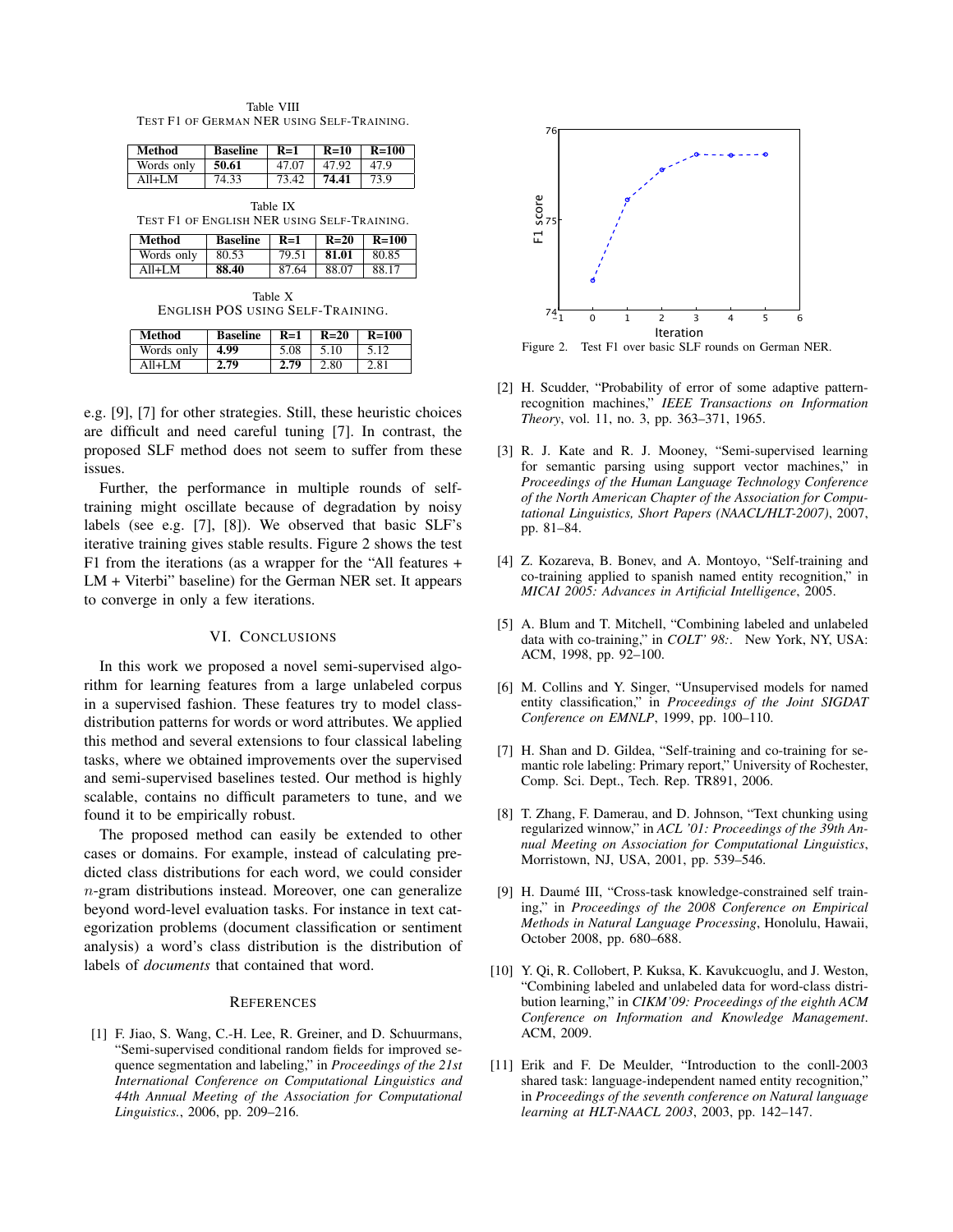Table VIII
TEST F1 OF GERMAN NER USING SELF-TRAINING.

| Method | Baseline | R=1 | R=10 | R=100 |
|---|---|---|---|---|
| Words only | **50.61** | 47.07 | 47.92 | 47.9 |
| All+LM | 74.33 | 73.42 | **74.41** | 73.9 |

Table IX
TEST F1 OF ENGLISH NER USING SELF-TRAINING.

| Method | Baseline | R=1 | R=20 | R=100 |
|---|---|---|---|---|
| Words only | 80.53 | 79.51 | **81.01** | 80.85 |
| All+LM | **88.40** | 87.64 | 88.07 | 88.17 |

Table X
ENGLISH POS USING SELF-TRAINING.

| Method | Baseline | R=1 | R=20 | R=100 |
|---|---|---|---|---|
| Words only | **4.99** | 5.08 | 5.10 | 5.12 |
| All+LM | **2.79** | **2.79** | 2.80 | 2.81 |

e.g. [9], [7] for other strategies. Still, these heuristic choices are difficult and need careful tuning [7]. In contrast, the proposed SLF method does not seem to suffer from these issues.

Further, the performance in multiple rounds of self-training might oscillate because of degradation by noisy labels (see e.g. [7], [8]). We observed that basic SLF's iterative training gives stable results. Figure 2 shows the test F1 from the iterations (as a wrapper for the "All features + LM + Viterbi" baseline) for the German NER set. It appears to converge in only a few iterations.

Figure 2. Test F1 over basic SLF rounds on German NER.

## VI. Conclusions

In this work we proposed a novel semi-supervised algorithm for learning features from a large unlabeled corpus in a supervised fashion. These features try to model class-distribution patterns for words or word attributes. We applied this method and several extensions to four classical labeling tasks, where we obtained improvements over the supervised and semi-supervised baselines tested. Our method is highly scalable, contains no difficult parameters to tune, and we found it to be empirically robust.

The proposed method can easily be extended to other cases or domains. For example, instead of calculating predicted class distributions for each word, we could consider $n$-gram distributions instead. Moreover, one can generalize beyond word-level evaluation tasks. For instance in text categorization problems (document classification or sentiment analysis) a word's class distribution is the distribution of labels of *documents* that contained that word.

## References

[1] F. Jiao, S. Wang, C.-H. Lee, R. Greiner, and D. Schuurmans, "Semi-supervised conditional random fields for improved sequence segmentation and labeling," in *Proceedings of the 21st International Conference on Computational Linguistics and 44th Annual Meeting of the Association for Computational Linguistics.*, 2006, pp. 209–216.

[2] H. Scudder, "Probability of error of some adaptive pattern-recognition machines," *IEEE Transactions on Information Theory*, vol. 11, no. 3, pp. 363–371, 1965.

[3] R. J. Kate and R. J. Mooney, "Semi-supervised learning for semantic parsing using support vector machines," in *Proceedings of the Human Language Technology Conference of the North American Chapter of the Association for Computational Linguistics, Short Papers (NAACL/HLT-2007)*, 2007, pp. 81–84.

[4] Z. Kozareva, B. Bonev, and A. Montoyo, "Self-training and co-training applied to spanish named entity recognition," in *MICAI 2005: Advances in Artificial Intelligence*, 2005.

[5] A. Blum and T. Mitchell, "Combining labeled and unlabeled data with co-training," in *COLT' 98:*. New York, NY, USA: ACM, 1998, pp. 92–100.

[6] M. Collins and Y. Singer, "Unsupervised models for named entity classification," in *Proceedings of the Joint SIGDAT Conference on EMNLP*, 1999, pp. 100–110.

[7] H. Shan and D. Gildea, "Self-training and co-training for semantic role labeling: Primary report," University of Rochester, Comp. Sci. Dept., Tech. Rep. TR891, 2006.

[8] T. Zhang, F. Damerau, and D. Johnson, "Text chunking using regularized winnow," in *ACL '01: Proceedings of the 39th Annual Meeting on Association for Computational Linguistics*, Morristown, NJ, USA, 2001, pp. 539–546.

[9] H. Daumé III, "Cross-task knowledge-constrained self training," in *Proceedings of the 2008 Conference on Empirical Methods in Natural Language Processing*, Honolulu, Hawaii, October 2008, pp. 680–688.

[10] Y. Qi, R. Collobert, P. Kuksa, K. Kavukcuoglu, and J. Weston, "Combining labeled and unlabeled data for word-class distribution learning," in *CIKM'09: Proceedings of the eighth ACM Conference on Information and Knowledge Management*. ACM, 2009.

[11] Erik and F. De Meulder, "Introduction to the conll-2003 shared task: language-independent named entity recognition," in *Proceedings of the seventh conference on Natural language learning at HLT-NAACL 2003*, 2003, pp. 142–147.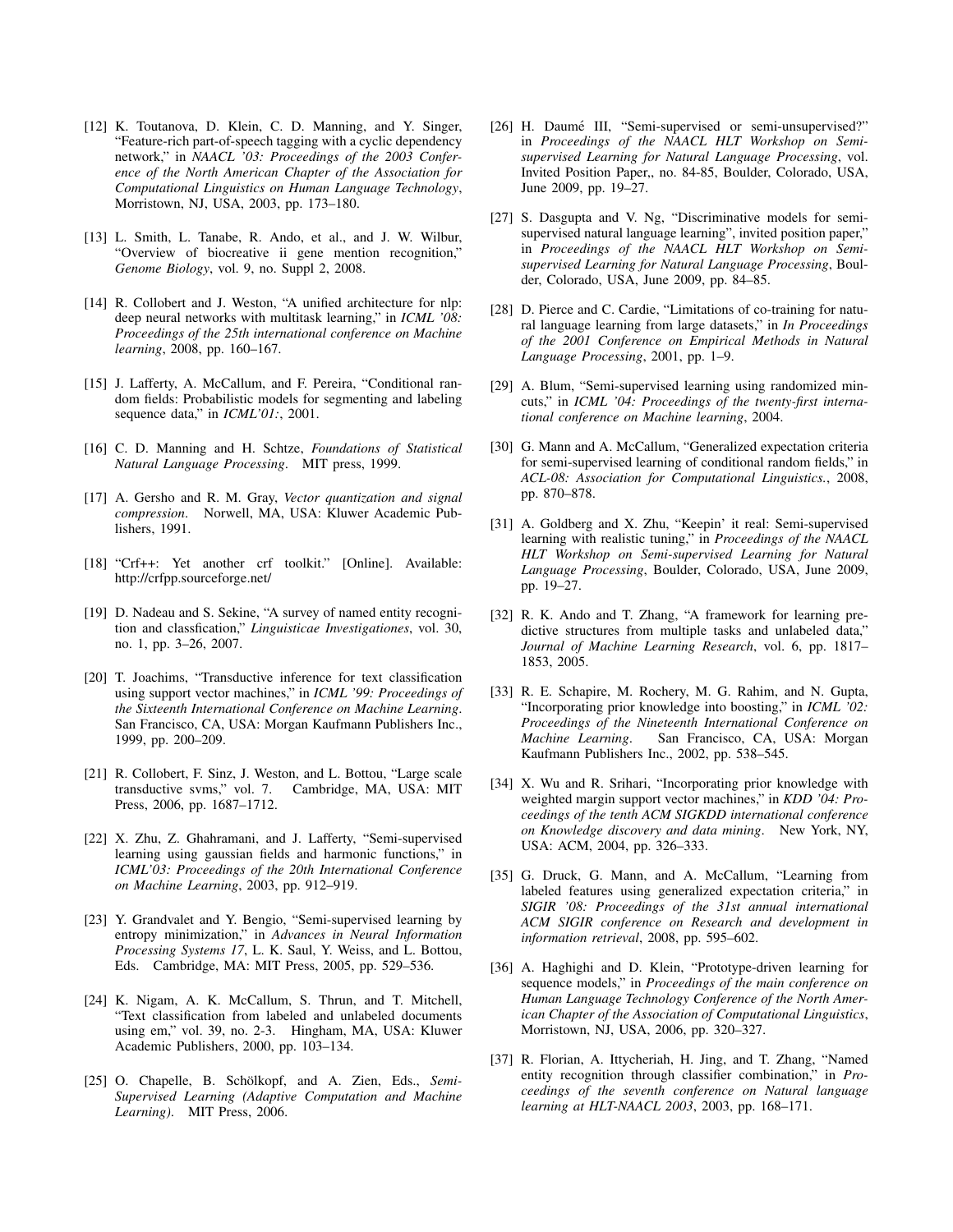[12] K. Toutanova, D. Klein, C. D. Manning, and Y. Singer, "Feature-rich part-of-speech tagging with a cyclic dependency network," in *NAACL '03: Proceedings of the 2003 Conference of the North American Chapter of the Association for Computational Linguistics on Human Language Technology*, Morristown, NJ, USA, 2003, pp. 173–180.

[13] L. Smith, L. Tanabe, R. Ando, et al., and J. W. Wilbur, "Overview of biocreative ii gene mention recognition," *Genome Biology*, vol. 9, no. Suppl 2, 2008.

[14] R. Collobert and J. Weston, "A unified architecture for nlp: deep neural networks with multitask learning," in *ICML '08: Proceedings of the 25th international conference on Machine learning*, 2008, pp. 160–167.

[15] J. Lafferty, A. McCallum, and F. Pereira, "Conditional random fields: Probabilistic models for segmenting and labeling sequence data," in *ICML'01:*, 2001.

[16] C. D. Manning and H. Schtze, *Foundations of Statistical Natural Language Processing*. MIT press, 1999.

[17] A. Gersho and R. M. Gray, *Vector quantization and signal compression*. Norwell, MA, USA: Kluwer Academic Publishers, 1991.

[18] "Crf++: Yet another crf toolkit." [Online]. Available: http://crfpp.sourceforge.net/

[19] D. Nadeau and S. Sekine, "A survey of named entity recognition and classfication," *Linguisticae Investigationes*, vol. 30, no. 1, pp. 3–26, 2007.

[20] T. Joachims, "Transductive inference for text classification using support vector machines," in *ICML '99: Proceedings of the Sixteenth International Conference on Machine Learning*. San Francisco, CA, USA: Morgan Kaufmann Publishers Inc., 1999, pp. 200–209.

[21] R. Collobert, F. Sinz, J. Weston, and L. Bottou, "Large scale transductive svms," vol. 7. Cambridge, MA, USA: MIT Press, 2006, pp. 1687–1712.

[22] X. Zhu, Z. Ghahramani, and J. Lafferty, "Semi-supervised learning using gaussian fields and harmonic functions," in *ICML'03: Proceedings of the 20th International Conference on Machine Learning*, 2003, pp. 912–919.

[23] Y. Grandvalet and Y. Bengio, "Semi-supervised learning by entropy minimization," in *Advances in Neural Information Processing Systems 17*, L. K. Saul, Y. Weiss, and L. Bottou, Eds. Cambridge, MA: MIT Press, 2005, pp. 529–536.

[24] K. Nigam, A. K. McCallum, S. Thrun, and T. Mitchell, "Text classification from labeled and unlabeled documents using em," vol. 39, no. 2-3. Hingham, MA, USA: Kluwer Academic Publishers, 2000, pp. 103–134.

[25] O. Chapelle, B. Schölkopf, and A. Zien, Eds., *Semi-Supervised Learning (Adaptive Computation and Machine Learning)*. MIT Press, 2006.

[26] H. Daumé III, "Semi-supervised or semi-unsupervised?" in *Proceedings of the NAACL HLT Workshop on Semi-supervised Learning for Natural Language Processing*, vol. Invited Position Paper,, no. 84-85, Boulder, Colorado, USA, June 2009, pp. 19–27.

[27] S. Dasgupta and V. Ng, "Discriminative models for semi-supervised natural language learning", invited position paper," in *Proceedings of the NAACL HLT Workshop on Semi-supervised Learning for Natural Language Processing*, Boulder, Colorado, USA, June 2009, pp. 84–85.

[28] D. Pierce and C. Cardie, "Limitations of co-training for natural language learning from large datasets," in *In Proceedings of the 2001 Conference on Empirical Methods in Natural Language Processing*, 2001, pp. 1–9.

[29] A. Blum, "Semi-supervised learning using randomized mincuts," in *ICML '04: Proceedings of the twenty-first international conference on Machine learning*, 2004.

[30] G. Mann and A. McCallum, "Generalized expectation criteria for semi-supervised learning of conditional random fields," in *ACL-08: Association for Computational Linguistics.*, 2008, pp. 870–878.

[31] A. Goldberg and X. Zhu, "Keepin' it real: Semi-supervised learning with realistic tuning," in *Proceedings of the NAACL HLT Workshop on Semi-supervised Learning for Natural Language Processing*, Boulder, Colorado, USA, June 2009, pp. 19–27.

[32] R. K. Ando and T. Zhang, "A framework for learning predictive structures from multiple tasks and unlabeled data," *Journal of Machine Learning Research*, vol. 6, pp. 1817–1853, 2005.

[33] R. E. Schapire, M. Rochery, M. G. Rahim, and N. Gupta, "Incorporating prior knowledge into boosting," in *ICML '02: Proceedings of the Nineteenth International Conference on Machine Learning*. San Francisco, CA, USA: Morgan Kaufmann Publishers Inc., 2002, pp. 538–545.

[34] X. Wu and R. Srihari, "Incorporating prior knowledge with weighted margin support vector machines," in *KDD '04: Proceedings of the tenth ACM SIGKDD international conference on Knowledge discovery and data mining*. New York, NY, USA: ACM, 2004, pp. 326–333.

[35] G. Druck, G. Mann, and A. McCallum, "Learning from labeled features using generalized expectation criteria," in *SIGIR '08: Proceedings of the 31st annual international ACM SIGIR conference on Research and development in information retrieval*, 2008, pp. 595–602.

[36] A. Haghighi and D. Klein, "Prototype-driven learning for sequence models," in *Proceedings of the main conference on Human Language Technology Conference of the North American Chapter of the Association of Computational Linguistics*, Morristown, NJ, USA, 2006, pp. 320–327.

[37] R. Florian, A. Ittycheriah, H. Jing, and T. Zhang, "Named entity recognition through classifier combination," in *Proceedings of the seventh conference on Natural language learning at HLT-NAACL 2003*, 2003, pp. 168–171.